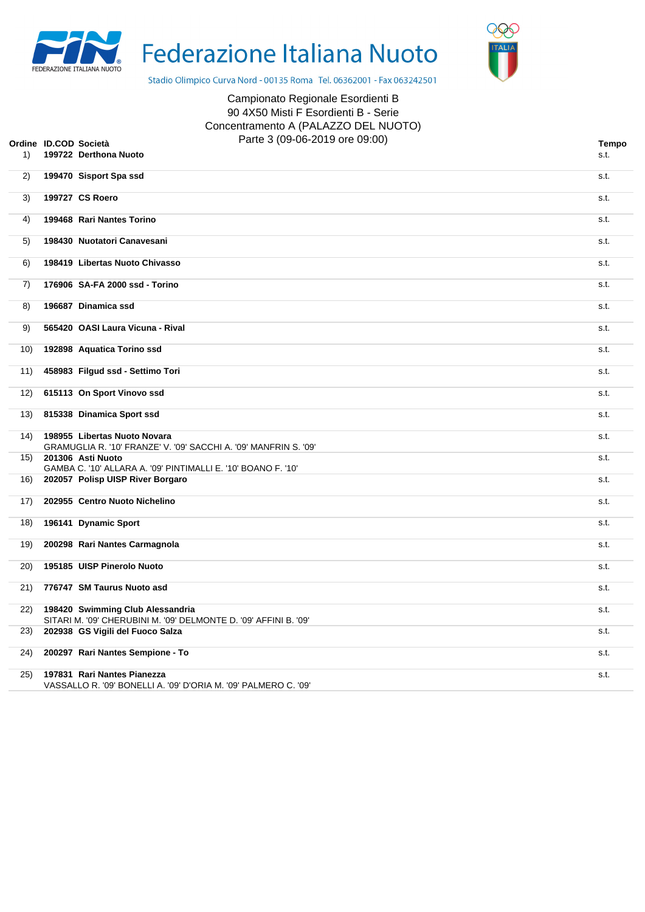# Federazione Italiana Nuoto

Stadio Olimpico Curva Nord - 00135 Roma Tel. 06362001 - Fax 063242501

Campionato Regionale Esordienti B
90 4X50 Misti F Esordienti B - Serie
Concentramento A (PALAZZO DEL NUOTO)
Parte 3 (09-06-2019 ore 09:00)

| Ordine | ID.COD | Società | Tempo |
|---|---|---|---|
| 1) | 199722 | **Derthona Nuoto** | s.t. |
| 2) | 199470 | **Sisport Spa ssd** | s.t. |
| 3) | 199727 | **CS Roero** | s.t. |
| 4) | 199468 | **Rari Nantes Torino** | s.t. |
| 5) | 198430 | **Nuotatori Canavesani** | s.t. |
| 6) | 198419 | **Libertas Nuoto Chivasso** | s.t. |
| 7) | 176906 | **SA-FA 2000 ssd - Torino** | s.t. |
| 8) | 196687 | **Dinamica ssd** | s.t. |
| 9) | 565420 | **OASI Laura Vicuna - Rival** | s.t. |
| 10) | 192898 | **Aquatica Torino ssd** | s.t. |
| 11) | 458983 | **Filgud ssd - Settimo Tori** | s.t. |
| 12) | 615113 | **On Sport Vinovo ssd** | s.t. |
| 13) | 815338 | **Dinamica Sport ssd** | s.t. |
| 14) | 198955 | **Libertas Nuoto Novara** <br> GRAMUGLIA R. '10' FRANZE' V. '09' SACCHI A. '09' MANFRIN S. '09' | s.t. |
| 15) | 201306 | **Asti Nuoto** <br> GAMBA C. '10' ALLARA A. '09' PINTIMALLI E. '10' BOANO F. '10' | s.t. |
| 16) | 202057 | **Polisp UISP River Borgaro** | s.t. |
| 17) | 202955 | **Centro Nuoto Nichelino** | s.t. |
| 18) | 196141 | **Dynamic Sport** | s.t. |
| 19) | 200298 | **Rari Nantes Carmagnola** | s.t. |
| 20) | 195185 | **UISP Pinerolo Nuoto** | s.t. |
| 21) | 776747 | **SM Taurus Nuoto asd** | s.t. |
| 22) | 198420 | **Swimming Club Alessandria** <br> SITARI M. '09' CHERUBINI M. '09' DELMONTE D. '09' AFFINI B. '09' | s.t. |
| 23) | 202938 | **GS Vigili del Fuoco Salza** | s.t. |
| 24) | 200297 | **Rari Nantes Sempione - To** | s.t. |
| 25) | 197831 | **Rari Nantes Pianezza** <br> VASSALLO R. '09' BONELLI A. '09' D'ORIA M. '09' PALMERO C. '09' | s.t. |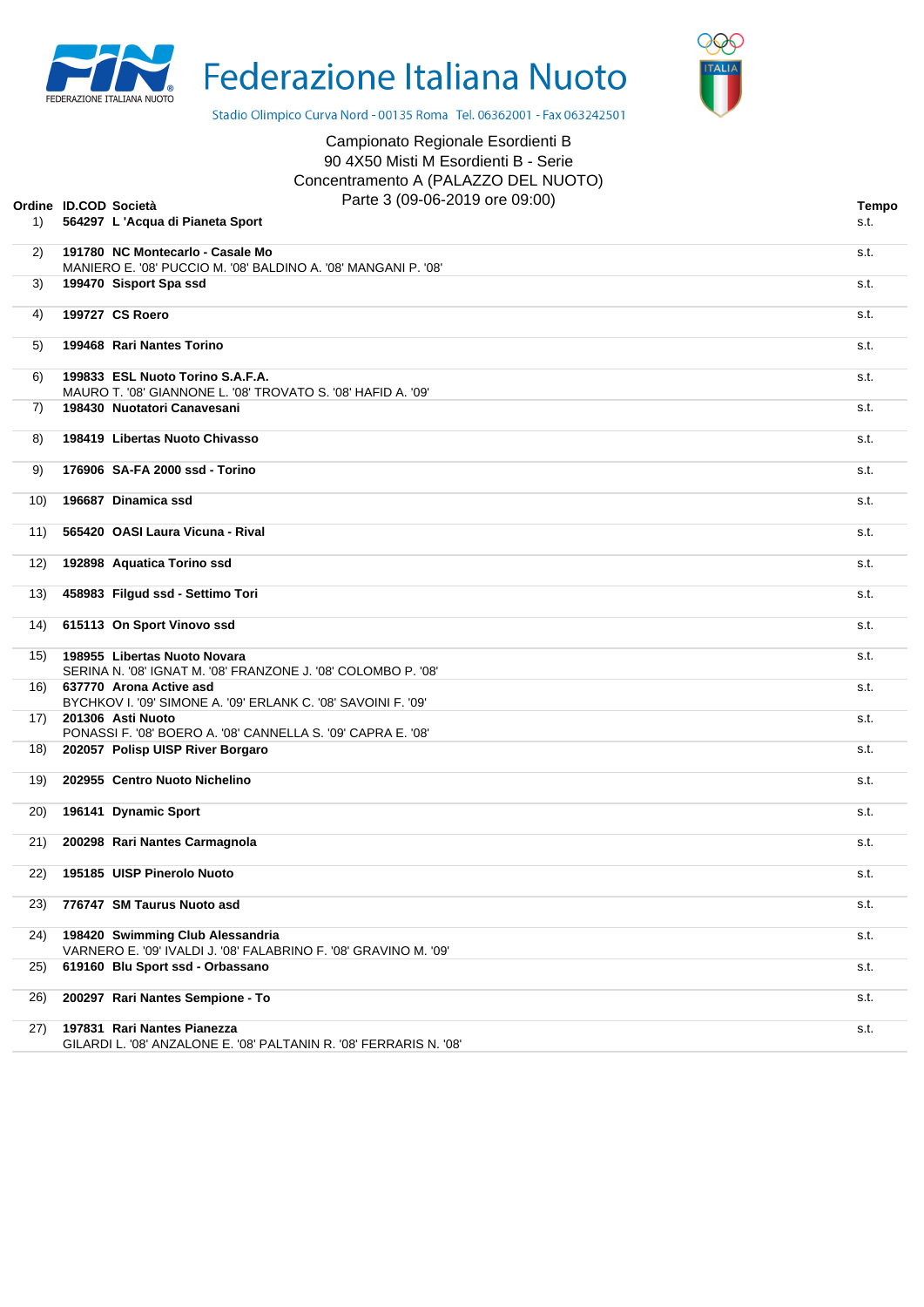# Federazione Italiana Nuoto

Stadio Olimpico Curva Nord - 00135 Roma Tel. 06362001 - Fax 063242501

Campionato Regionale Esordienti B
90 4X50 Misti M Esordienti B - Serie
Concentramento A (PALAZZO DEL NUOTO)
Parte 3 (09-06-2019 ore 09:00)

| Ordine | ID.COD Società | Tempo |
|---|---|---|
| 1) | **564297 L 'Acqua di Pianeta Sport** | s.t. |
| 2) | **191780 NC Montecarlo - Casale Mo**<br>MANIERO E. '08' PUCCIO M. '08' BALDINO A. '08' MANGANI P. '08' | s.t. |
| 3) | **199470 Sisport Spa ssd** | s.t. |
| 4) | **199727 CS Roero** | s.t. |
| 5) | **199468 Rari Nantes Torino** | s.t. |
| 6) | **199833 ESL Nuoto Torino S.A.F.A.**<br>MAURO T. '08' GIANNONE L. '08' TROVATO S. '08' HAFID A. '09' | s.t. |
| 7) | **198430 Nuotatori Canavesani** | s.t. |
| 8) | **198419 Libertas Nuoto Chivasso** | s.t. |
| 9) | **176906 SA-FA 2000 ssd - Torino** | s.t. |
| 10) | **196687 Dinamica ssd** | s.t. |
| 11) | **565420 OASI Laura Vicuna - Rival** | s.t. |
| 12) | **192898 Aquatica Torino ssd** | s.t. |
| 13) | **458983 Filgud ssd - Settimo Tori** | s.t. |
| 14) | **615113 On Sport Vinovo ssd** | s.t. |
| 15) | **198955 Libertas Nuoto Novara**<br>SERINA N. '08' IGNAT M. '08' FRANZONE J. '08' COLOMBO P. '08' | s.t. |
| 16) | **637770 Arona Active asd**<br>BYCHKOV I. '09' SIMONE A. '09' ERLANK C. '08' SAVOINI F. '09' | s.t. |
| 17) | **201306 Asti Nuoto**<br>PONASSI F. '08' BOERO A. '08' CANNELLA S. '09' CAPRA E. '08' | s.t. |
| 18) | **202057 Polisp UISP River Borgaro** | s.t. |
| 19) | **202955 Centro Nuoto Nichelino** | s.t. |
| 20) | **196141 Dynamic Sport** | s.t. |
| 21) | **200298 Rari Nantes Carmagnola** | s.t. |
| 22) | **195185 UISP Pinerolo Nuoto** | s.t. |
| 23) | **776747 SM Taurus Nuoto asd** | s.t. |
| 24) | **198420 Swimming Club Alessandria**<br>VARNERO E. '09' IVALDI J. '08' FALABRINO F. '08' GRAVINO M. '09' | s.t. |
| 25) | **619160 Blu Sport ssd - Orbassano** | s.t. |
| 26) | **200297 Rari Nantes Sempione - To** | s.t. |
| 27) | **197831 Rari Nantes Pianezza**<br>GILARDI L. '08' ANZALONE E. '08' PALTANIN R. '08' FERRARIS N. '08' | s.t. |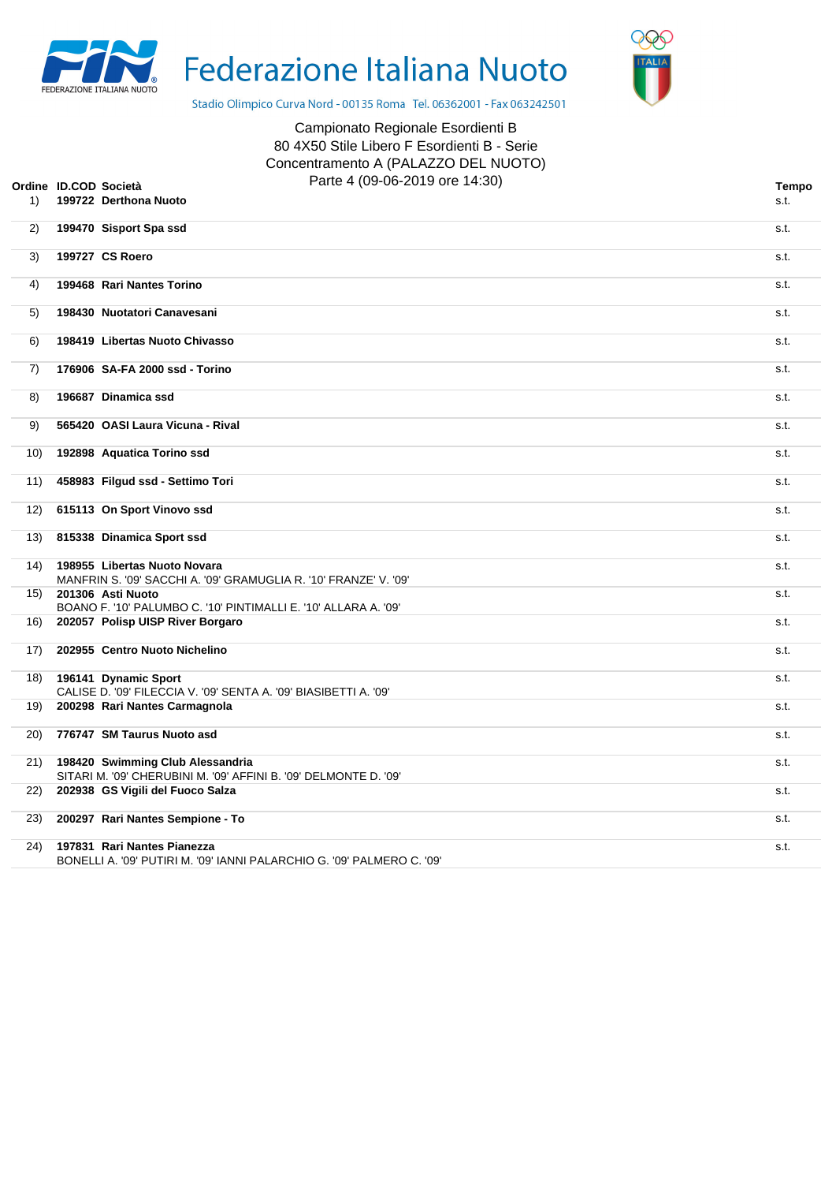# Federazione Italiana Nuoto

Stadio Olimpico Curva Nord - 00135 Roma Tel. 06362001 - Fax 063242501

Campionato Regionale Esordienti B
80 4X50 Stile Libero F Esordienti B - Serie
Concentramento A (PALAZZO DEL NUOTO)
Parte 4 (09-06-2019 ore 14:30)

| Ordine | ID.COD | Società | Tempo |
|---|---|---|---|
| 1) | 199722 | **Derthona Nuoto** | s.t. |
| 2) | 199470 | **Sisport Spa ssd** | s.t. |
| 3) | 199727 | **CS Roero** | s.t. |
| 4) | 199468 | **Rari Nantes Torino** | s.t. |
| 5) | 198430 | **Nuotatori Canavesani** | s.t. |
| 6) | 198419 | **Libertas Nuoto Chivasso** | s.t. |
| 7) | 176906 | **SA-FA 2000 ssd - Torino** | s.t. |
| 8) | 196687 | **Dinamica ssd** | s.t. |
| 9) | 565420 | **OASI Laura Vicuna - Rival** | s.t. |
| 10) | 192898 | **Aquatica Torino ssd** | s.t. |
| 11) | 458983 | **Filgud ssd - Settimo Tori** | s.t. |
| 12) | 615113 | **On Sport Vinovo ssd** | s.t. |
| 13) | 815338 | **Dinamica Sport ssd** | s.t. |
| 14) | 198955 | **Libertas Nuoto Novara**<br>MANFRIN S. '09' SACCHI A. '09' GRAMUGLIA R. '10' FRANZE' V. '09' | s.t. |
| 15) | 201306 | **Asti Nuoto**<br>BOANO F. '10' PALUMBO C. '10' PINTIMALLI E. '10' ALLARA A. '09' | s.t. |
| 16) | 202057 | **Polisp UISP River Borgaro** | s.t. |
| 17) | 202955 | **Centro Nuoto Nichelino** | s.t. |
| 18) | 196141 | **Dynamic Sport**<br>CALISE D. '09' FILECCIA V. '09' SENTA A. '09' BIASIBETTI A. '09' | s.t. |
| 19) | 200298 | **Rari Nantes Carmagnola** | s.t. |
| 20) | 776747 | **SM Taurus Nuoto asd** | s.t. |
| 21) | 198420 | **Swimming Club Alessandria**<br>SITARI M. '09' CHERUBINI M. '09' AFFINI B. '09' DELMONTE D. '09' | s.t. |
| 22) | 202938 | **GS Vigili del Fuoco Salza** | s.t. |
| 23) | 200297 | **Rari Nantes Sempione - To** | s.t. |
| 24) | 197831 | **Rari Nantes Pianezza**<br>BONELLI A. '09' PUTIRI M. '09' IANNI PALARCHIO G. '09' PALMERO C. '09' | s.t. |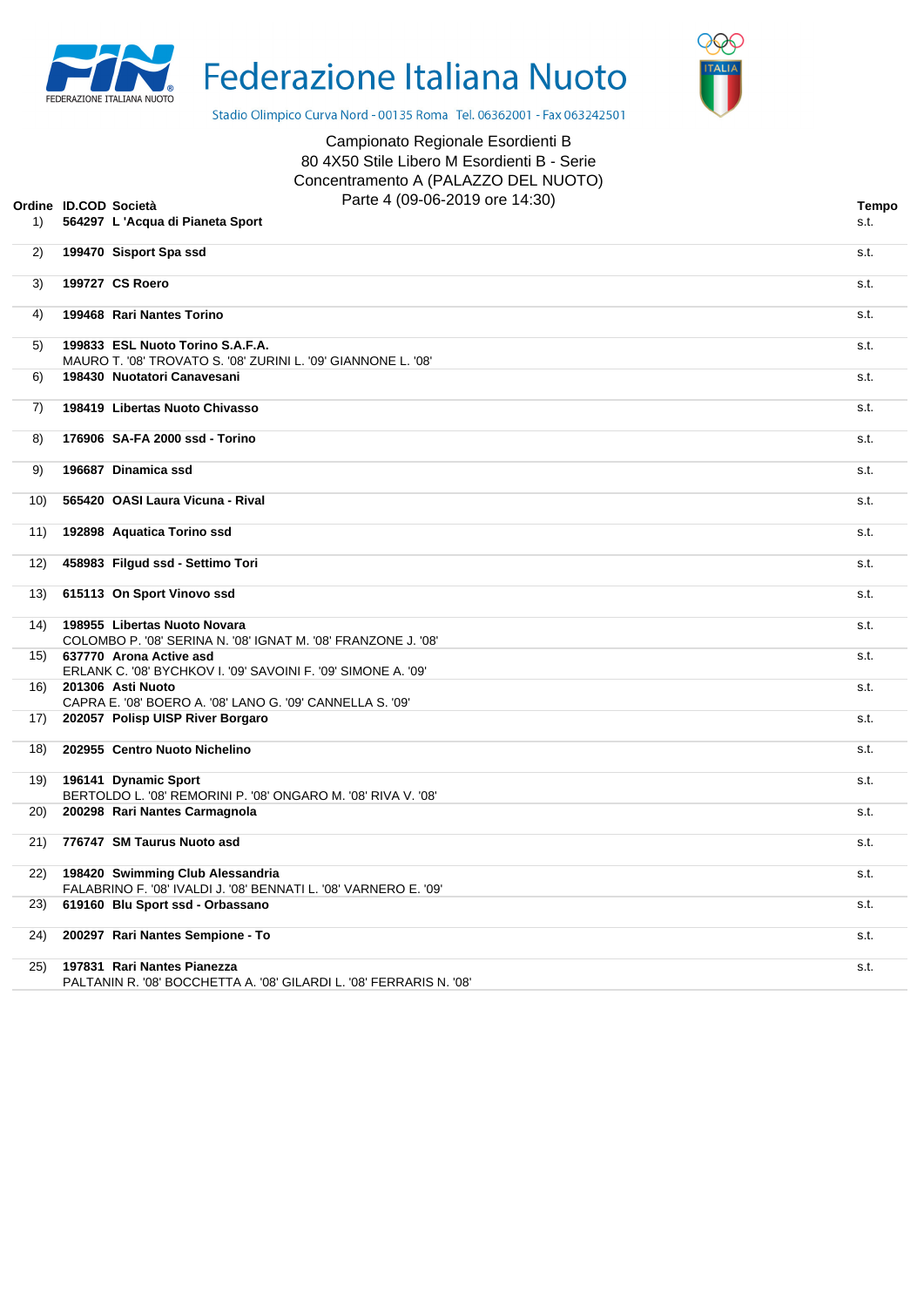Federazione Italiana Nuoto

Stadio Olimpico Curva Nord - 00135 Roma Tel. 06362001 - Fax 063242501

Campionato Regionale Esordienti B
80 4X50 Stile Libero M Esordienti B - Serie
Concentramento A (PALAZZO DEL NUOTO)
Parte 4 (09-06-2019 ore 14:30)

| Ordine | ID.COD Società | Tempo |
|---|---|---|
| 1) | **564297 L 'Acqua di Pianeta Sport** | s.t. |
| 2) | **199470 Sisport Spa ssd** | s.t. |
| 3) | **199727 CS Roero** | s.t. |
| 4) | **199468 Rari Nantes Torino** | s.t. |
| 5) | **199833 ESL Nuoto Torino S.A.F.A.**<br>MAURO T. '08' TROVATO S. '08' ZURINI L. '09' GIANNONE L. '08' | s.t. |
| 6) | **198430 Nuotatori Canavesani** | s.t. |
| 7) | **198419 Libertas Nuoto Chivasso** | s.t. |
| 8) | **176906 SA-FA 2000 ssd - Torino** | s.t. |
| 9) | **196687 Dinamica ssd** | s.t. |
| 10) | **565420 OASI Laura Vicuna - Rival** | s.t. |
| 11) | **192898 Aquatica Torino ssd** | s.t. |
| 12) | **458983 Filgud ssd - Settimo Tori** | s.t. |
| 13) | **615113 On Sport Vinovo ssd** | s.t. |
| 14) | **198955 Libertas Nuoto Novara**<br>COLOMBO P. '08' SERINA N. '08' IGNAT M. '08' FRANZONE J. '08' | s.t. |
| 15) | **637770 Arona Active asd**<br>ERLANK C. '08' BYCHKOV I. '09' SAVOINI F. '09' SIMONE A. '09' | s.t. |
| 16) | **201306 Asti Nuoto**<br>CAPRA E. '08' BOERO A. '08' LANO G. '09' CANNELLA S. '09' | s.t. |
| 17) | **202057 Polisp UISP River Borgaro** | s.t. |
| 18) | **202955 Centro Nuoto Nichelino** | s.t. |
| 19) | **196141 Dynamic Sport**<br>BERTOLDO L. '08' REMORINI P. '08' ONGARO M. '08' RIVA V. '08' | s.t. |
| 20) | **200298 Rari Nantes Carmagnola** | s.t. |
| 21) | **776747 SM Taurus Nuoto asd** | s.t. |
| 22) | **198420 Swimming Club Alessandria**<br>FALABRINO F. '08' IVALDI J. '08' BENNATI L. '08' VARNERO E. '09' | s.t. |
| 23) | **619160 Blu Sport ssd - Orbassano** | s.t. |
| 24) | **200297 Rari Nantes Sempione - To** | s.t. |
| 25) | **197831 Rari Nantes Pianezza**<br>PALTANIN R. '08' BOCCHETTA A. '08' GILARDI L. '08' FERRARIS N. '08' | s.t. |